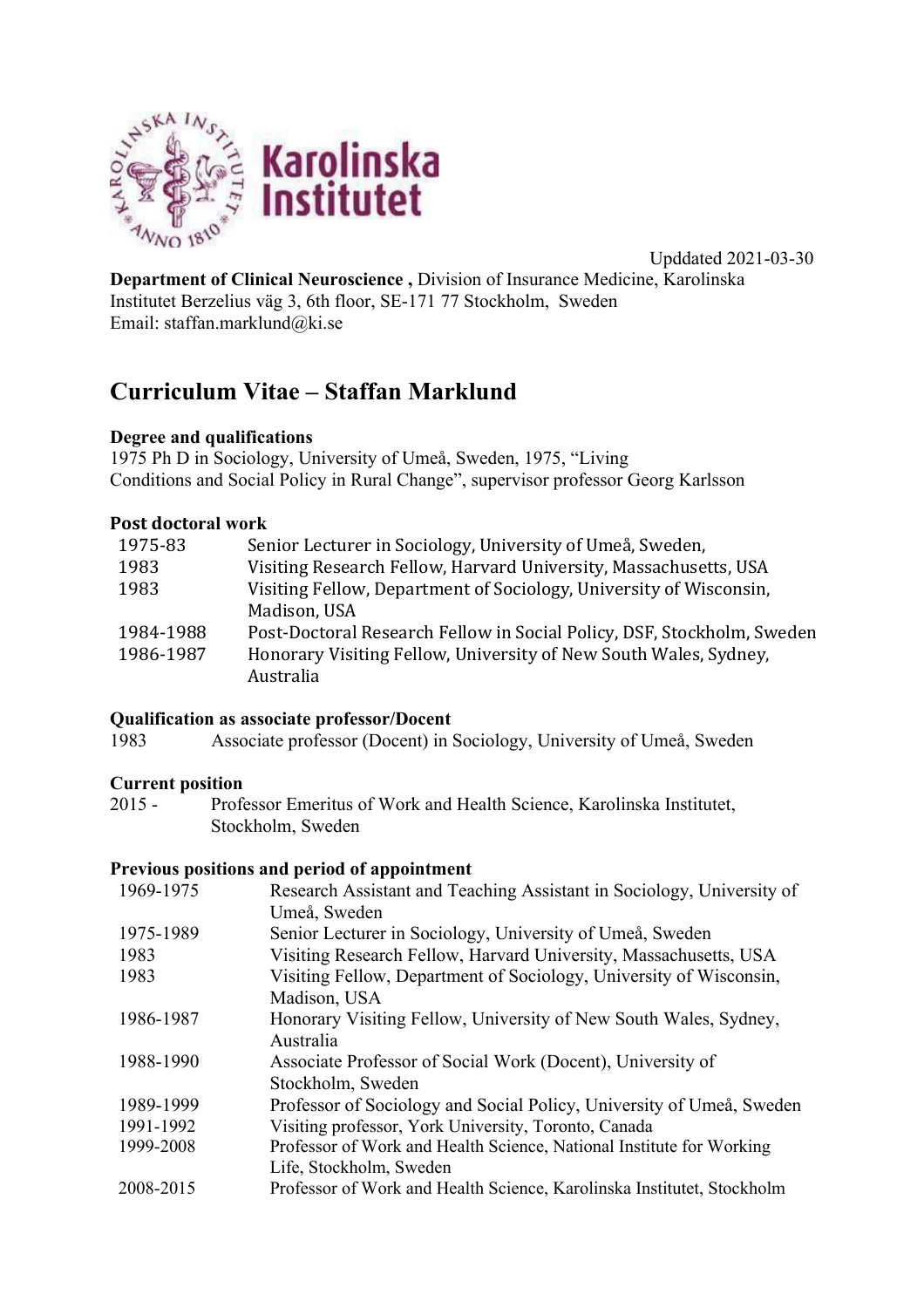Updated 2021-03-30

**Department of Clinical Neuroscience ,** Division of Insurance Medicine, Karolinska Institutet Berzelius väg 3, 6th floor, SE-171 77 Stockholm, Sweden
Email: staffan.marklund@ki.se

# Curriculum Vitae – Staffan Marklund

### Degree and qualifications

1975 Ph D in Sociology, University of Umeå, Sweden, 1975, "Living Conditions and Social Policy in Rural Change", supervisor professor Georg Karlsson

### Post doctoral work

| | |
|---|---|
| 1975-83 | Senior Lecturer in Sociology, University of Umeå, Sweden, |
| 1983 | Visiting Research Fellow, Harvard University, Massachusetts, USA |
| 1983 | Visiting Fellow, Department of Sociology, University of Wisconsin, Madison, USA |
| 1984-1988 | Post-Doctoral Research Fellow in Social Policy, DSF, Stockholm, Sweden |
| 1986-1987 | Honorary Visiting Fellow, University of New South Wales, Sydney, Australia |

### Qualification as associate professor/Docent

| | |
|---|---|
| 1983 | Associate professor (Docent) in Sociology, University of Umeå, Sweden |

### Current position

| | |
|---|---|
| 2015 - | Professor Emeritus of Work and Health Science, Karolinska Institutet, Stockholm, Sweden |

### Previous positions and period of appointment

| | |
|---|---|
| 1969-1975 | Research Assistant and Teaching Assistant in Sociology, University of Umeå, Sweden |
| 1975-1989 | Senior Lecturer in Sociology, University of Umeå, Sweden |
| 1983 | Visiting Research Fellow, Harvard University, Massachusetts, USA |
| 1983 | Visiting Fellow, Department of Sociology, University of Wisconsin, Madison, USA |
| 1986-1987 | Honorary Visiting Fellow, University of New South Wales, Sydney, Australia |
| 1988-1990 | Associate Professor of Social Work (Docent), University of Stockholm, Sweden |
| 1989-1999 | Professor of Sociology and Social Policy, University of Umeå, Sweden |
| 1991-1992 | Visiting professor, York University, Toronto, Canada |
| 1999-2008 | Professor of Work and Health Science, National Institute for Working Life, Stockholm, Sweden |
| 2008-2015 | Professor of Work and Health Science, Karolinska Institutet, Stockholm |

Upddated 2021-03-30

**Department of Clinical Neuroscience ,** Division of Insurance Medicine, Karolinska Institutet Berzelius väg 3, 6th floor, SE-171 77 Stockholm, Sweden
Email: staffan.marklund@ki.se

# Curriculum Vitae – Staffan Marklund

### Degree and qualifications

1975 Ph D in Sociology, University of Umeå, Sweden, 1975, "Living Conditions and Social Policy in Rural Change", supervisor professor Georg Karlsson

### Post doctoral work

| | |
|---|---|
| 1975-83 | Senior Lecturer in Sociology, University of Umeå, Sweden, |
| 1983 | Visiting Research Fellow, Harvard University, Massachusetts, USA |
| 1983 | Visiting Fellow, Department of Sociology, University of Wisconsin, Madison, USA |
| 1984-1988 | Post-Doctoral Research Fellow in Social Policy, DSF, Stockholm, Sweden |
| 1986-1987 | Honorary Visiting Fellow, University of New South Wales, Sydney, Australia |

### Qualification as associate professor/Docent

| | |
|---|---|
| 1983 | Associate professor (Docent) in Sociology, University of Umeå, Sweden |

### Current position

| | |
|---|---|
| 2015 - | Professor Emeritus of Work and Health Science, Karolinska Institutet, Stockholm, Sweden |

### Previous positions and period of appointment

| | |
|---|---|
| 1969-1975 | Research Assistant and Teaching Assistant in Sociology, University of Umeå, Sweden |
| 1975-1989 | Senior Lecturer in Sociology, University of Umeå, Sweden |
| 1983 | Visiting Research Fellow, Harvard University, Massachusetts, USA |
| 1983 | Visiting Fellow, Department of Sociology, University of Wisconsin, Madison, USA |
| 1986-1987 | Honorary Visiting Fellow, University of New South Wales, Sydney, Australia |
| 1988-1990 | Associate Professor of Social Work (Docent), University of Stockholm, Sweden |
| 1989-1999 | Professor of Sociology and Social Policy, University of Umeå, Sweden |
| 1991-1992 | Visiting professor, York University, Toronto, Canada |
| 1999-2008 | Professor of Work and Health Science, National Institute for Working Life, Stockholm, Sweden |
| 2008-2015 | Professor of Work and Health Science, Karolinska Institutet, Stockholm |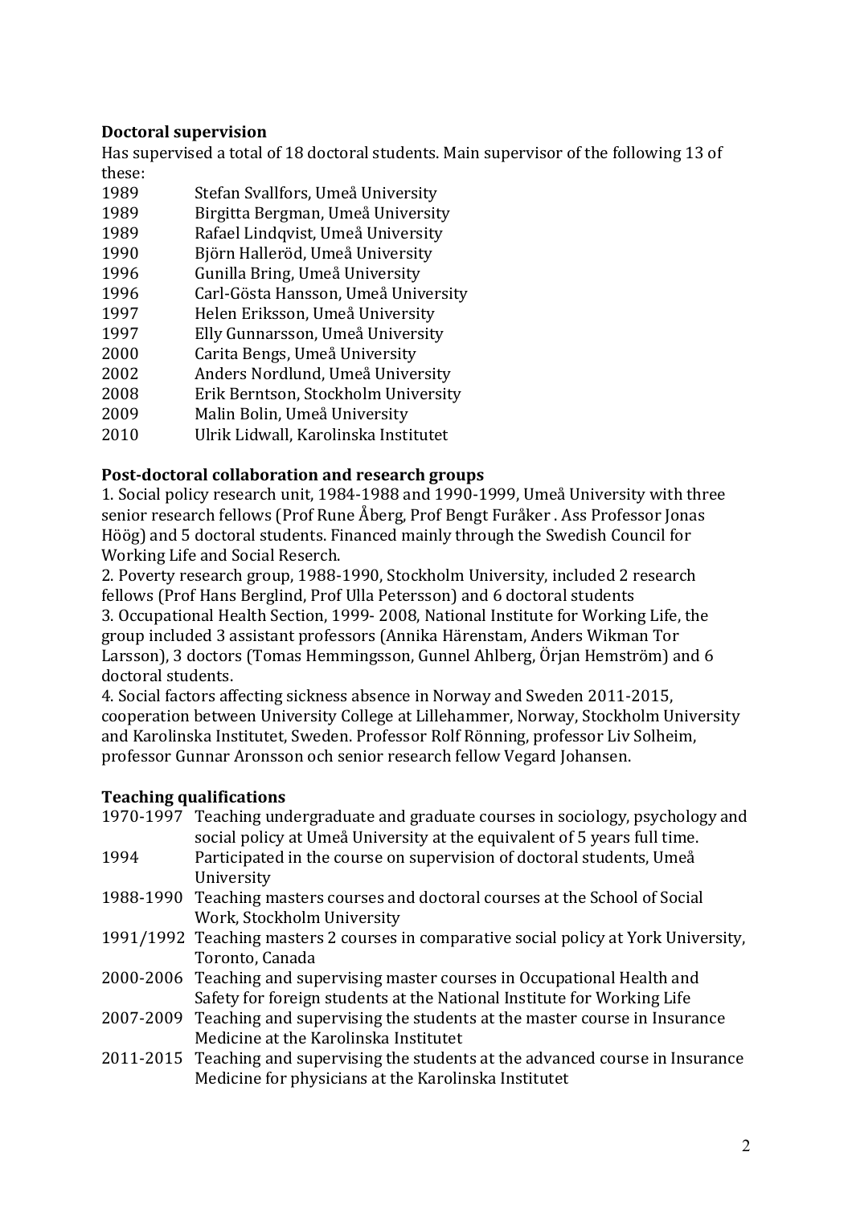**Doctoral supervision**

Has supervised a total of 18 doctoral students. Main supervisor of the following 13 of these:

1989 Stefan Svallfors, Umeå University
1989 Birgitta Bergman, Umeå University
1989 Rafael Lindqvist, Umeå University
1990 Björn Halleröd, Umeå University
1996 Gunilla Bring, Umeå University
1996 Carl-Gösta Hansson, Umeå University
1997 Helen Eriksson, Umeå University
1997 Elly Gunnarsson, Umeå University
2000 Carita Bengs, Umeå University
2002 Anders Nordlund, Umeå University
2008 Erik Berntson, Stockholm University
2009 Malin Bolin, Umeå University
2010 Ulrik Lidwall, Karolinska Institutet

**Post-doctoral collaboration and research groups**

1. Social policy research unit, 1984-1988 and 1990-1999, Umeå University with three senior research fellows (Prof Rune Åberg, Prof Bengt Furåker . Ass Professor Jonas Höög) and 5 doctoral students. Financed mainly through the Swedish Council for Working Life and Social Reserch.
2. Poverty research group, 1988-1990, Stockholm University, included 2 research fellows (Prof Hans Berglind, Prof Ulla Petersson) and 6 doctoral students
3. Occupational Health Section, 1999- 2008, National Institute for Working Life, the group included 3 assistant professors (Annika Härenstam, Anders Wikman Tor Larsson), 3 doctors (Tomas Hemmingsson, Gunnel Ahlberg, Örjan Hemström) and 6 doctoral students.
4. Social factors affecting sickness absence in Norway and Sweden 2011-2015, cooperation between University College at Lillehammer, Norway, Stockholm University and Karolinska Institutet, Sweden. Professor Rolf Rönning, professor Liv Solheim, professor Gunnar Aronsson och senior research fellow Vegard Johansen.

**Teaching qualifications**

1970-1997 Teaching undergraduate and graduate courses in sociology, psychology and social policy at Umeå University at the equivalent of 5 years full time.
1994 Participated in the course on supervision of doctoral students, Umeå University
1988-1990 Teaching masters courses and doctoral courses at the School of Social Work, Stockholm University
1991/1992 Teaching masters 2 courses in comparative social policy at York University, Toronto, Canada
2000-2006 Teaching and supervising master courses in Occupational Health and Safety for foreign students at the National Institute for Working Life
2007-2009 Teaching and supervising the students at the master course in Insurance Medicine at the Karolinska Institutet
2011-2015 Teaching and supervising the students at the advanced course in Insurance Medicine for physicians at the Karolinska Institutet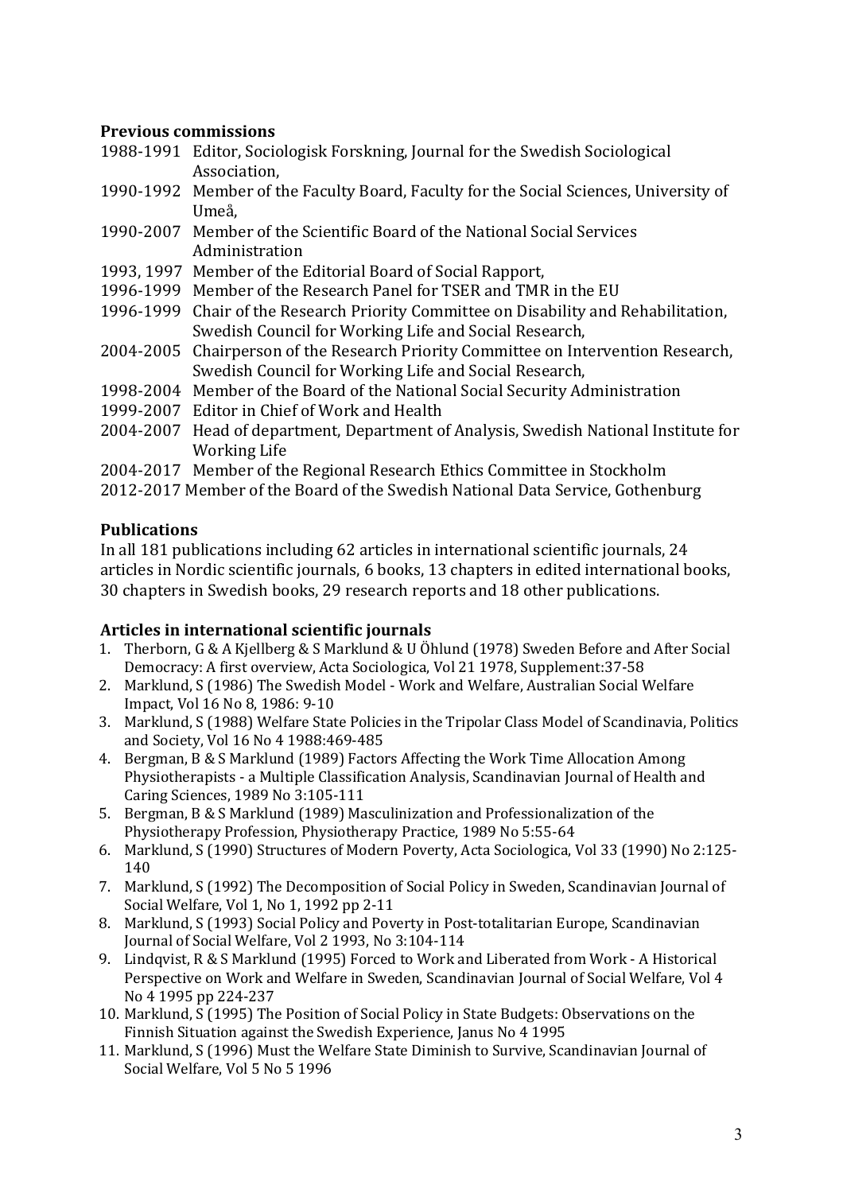## Previous commissions

1988-1991 Editor, Sociologisk Forskning, Journal for the Swedish Sociological Association,
1990-1992 Member of the Faculty Board, Faculty for the Social Sciences, University of Umeå,
1990-2007 Member of the Scientific Board of the National Social Services Administration
1993, 1997 Member of the Editorial Board of Social Rapport,
1996-1999 Member of the Research Panel for TSER and TMR in the EU
1996-1999 Chair of the Research Priority Committee on Disability and Rehabilitation, Swedish Council for Working Life and Social Research,
2004-2005 Chairperson of the Research Priority Committee on Intervention Research, Swedish Council for Working Life and Social Research,
1998-2004 Member of the Board of the National Social Security Administration
1999-2007 Editor in Chief of Work and Health
2004-2007 Head of department, Department of Analysis, Swedish National Institute for Working Life
2004-2017 Member of the Regional Research Ethics Committee in Stockholm
2012-2017 Member of the Board of the Swedish National Data Service, Gothenburg

## Publications

In all 181 publications including 62 articles in international scientific journals, 24 articles in Nordic scientific journals, 6 books, 13 chapters in edited international books, 30 chapters in Swedish books, 29 research reports and 18 other publications.

## Articles in international scientific journals

1. Therborn, G & A Kjellberg & S Marklund & U Öhlund (1978) Sweden Before and After Social Democracy: A first overview, Acta Sociologica, Vol 21 1978, Supplement:37-58
2. Marklund, S (1986) The Swedish Model - Work and Welfare, Australian Social Welfare Impact, Vol 16 No 8, 1986: 9-10
3. Marklund, S (1988) Welfare State Policies in the Tripolar Class Model of Scandinavia, Politics and Society, Vol 16 No 4 1988:469-485
4. Bergman, B & S Marklund (1989) Factors Affecting the Work Time Allocation Among Physiotherapists - a Multiple Classification Analysis, Scandinavian Journal of Health and Caring Sciences, 1989 No 3:105-111
5. Bergman, B & S Marklund (1989) Masculinization and Professionalization of the Physiotherapy Profession, Physiotherapy Practice, 1989 No 5:55-64
6. Marklund, S (1990) Structures of Modern Poverty, Acta Sociologica, Vol 33 (1990) No 2:125-140
7. Marklund, S (1992) The Decomposition of Social Policy in Sweden, Scandinavian Journal of Social Welfare, Vol 1, No 1, 1992 pp 2-11
8. Marklund, S (1993) Social Policy and Poverty in Post-totalitarian Europe, Scandinavian Journal of Social Welfare, Vol 2 1993, No 3:104-114
9. Lindqvist, R & S Marklund (1995) Forced to Work and Liberated from Work - A Historical Perspective on Work and Welfare in Sweden, Scandinavian Journal of Social Welfare, Vol 4 No 4 1995 pp 224-237
10. Marklund, S (1995) The Position of Social Policy in State Budgets: Observations on the Finnish Situation against the Swedish Experience, Janus No 4 1995
11. Marklund, S (1996) Must the Welfare State Diminish to Survive, Scandinavian Journal of Social Welfare, Vol 5 No 5 1996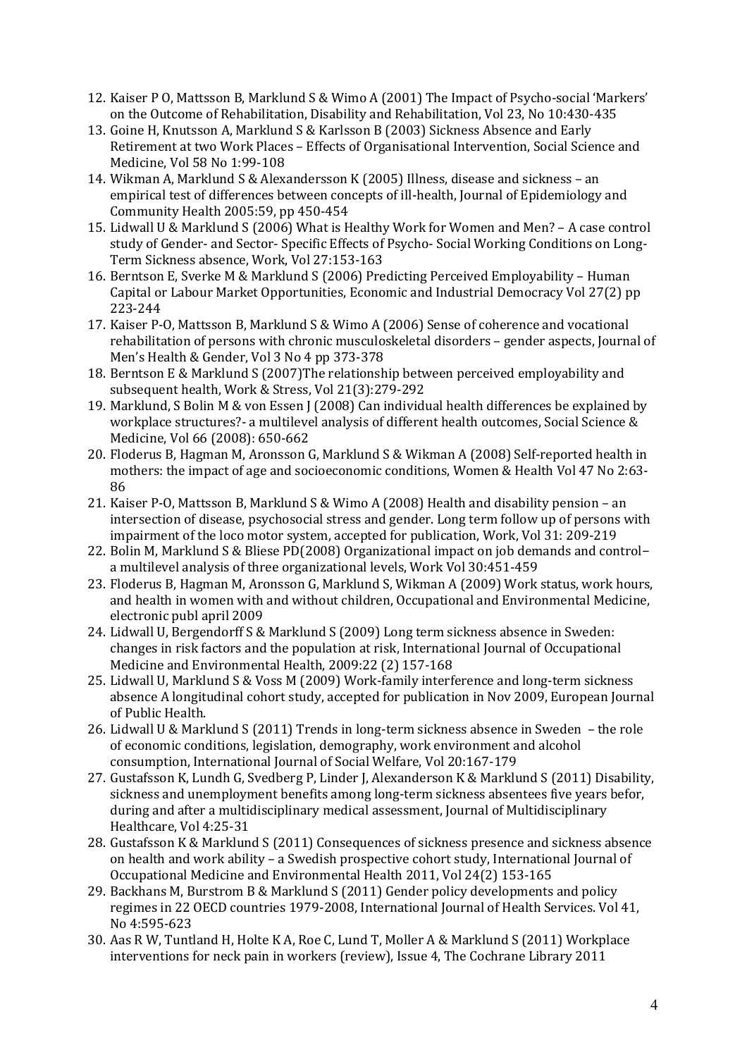12. Kaiser P O, Mattsson B, Marklund S & Wimo A (2001) The Impact of Psycho-social 'Markers' on the Outcome of Rehabilitation, Disability and Rehabilitation, Vol 23, No 10:430-435
13. Goine H, Knutsson A, Marklund S & Karlsson B (2003) Sickness Absence and Early Retirement at two Work Places – Effects of Organisational Intervention, Social Science and Medicine, Vol 58 No 1:99-108
14. Wikman A, Marklund S & Alexandersson K (2005) Illness, disease and sickness – an empirical test of differences between concepts of ill-health, Journal of Epidemiology and Community Health 2005:59, pp 450-454
15. Lidwall U & Marklund S (2006) What is Healthy Work for Women and Men? – A case control study of Gender- and Sector- Specific Effects of Psycho- Social Working Conditions on Long-Term Sickness absence, Work, Vol 27:153-163
16. Berntson E, Sverke M & Marklund S (2006) Predicting Perceived Employability – Human Capital or Labour Market Opportunities, Economic and Industrial Democracy Vol 27(2) pp 223-244
17. Kaiser P-O, Mattsson B, Marklund S & Wimo A (2006) Sense of coherence and vocational rehabilitation of persons with chronic musculoskeletal disorders – gender aspects, Journal of Men's Health & Gender, Vol 3 No 4 pp 373-378
18. Berntson E & Marklund S (2007)The relationship between perceived employability and subsequent health, Work & Stress, Vol 21(3):279-292
19. Marklund, S Bolin M & von Essen J (2008) Can individual health differences be explained by workplace structures?- a multilevel analysis of different health outcomes, Social Science & Medicine, Vol 66 (2008): 650-662
20. Floderus B, Hagman M, Aronsson G, Marklund S & Wikman A (2008) Self-reported health in mothers: the impact of age and socioeconomic conditions, Women & Health Vol 47 No 2:63-86
21. Kaiser P-O, Mattsson B, Marklund S & Wimo A (2008) Health and disability pension – an intersection of disease, psychosocial stress and gender. Long term follow up of persons with impairment of the loco motor system, accepted for publication, Work, Vol 31: 209-219
22. Bolin M, Marklund S & Bliese PD(2008) Organizational impact on job demands and control– a multilevel analysis of three organizational levels, Work Vol 30:451-459
23. Floderus B, Hagman M, Aronsson G, Marklund S, Wikman A (2009) Work status, work hours, and health in women with and without children, Occupational and Environmental Medicine, electronic publ april 2009
24. Lidwall U, Bergendorff S & Marklund S (2009) Long term sickness absence in Sweden: changes in risk factors and the population at risk, International Journal of Occupational Medicine and Environmental Health, 2009:22 (2) 157-168
25. Lidwall U, Marklund S & Voss M (2009) Work-family interference and long-term sickness absence A longitudinal cohort study, accepted for publication in Nov 2009, European Journal of Public Health.
26. Lidwall U & Marklund S (2011) Trends in long-term sickness absence in Sweden – the role of economic conditions, legislation, demography, work environment and alcohol consumption, International Journal of Social Welfare, Vol 20:167-179
27. Gustafsson K, Lundh G, Svedberg P, Linder J, Alexanderson K & Marklund S (2011) Disability, sickness and unemployment benefits among long-term sickness absentees five years befor, during and after a multidisciplinary medical assessment, Journal of Multidisciplinary Healthcare, Vol 4:25-31
28. Gustafsson K & Marklund S (2011) Consequences of sickness presence and sickness absence on health and work ability – a Swedish prospective cohort study, International Journal of Occupational Medicine and Environmental Health 2011, Vol 24(2) 153-165
29. Backhans M, Burstrom B & Marklund S (2011) Gender policy developments and policy regimes in 22 OECD countries 1979-2008, International Journal of Health Services. Vol 41, No 4:595-623
30. Aas R W, Tuntland H, Holte K A, Roe C, Lund T, Moller A & Marklund S (2011) Workplace interventions for neck pain in workers (review), Issue 4, The Cochrane Library 2011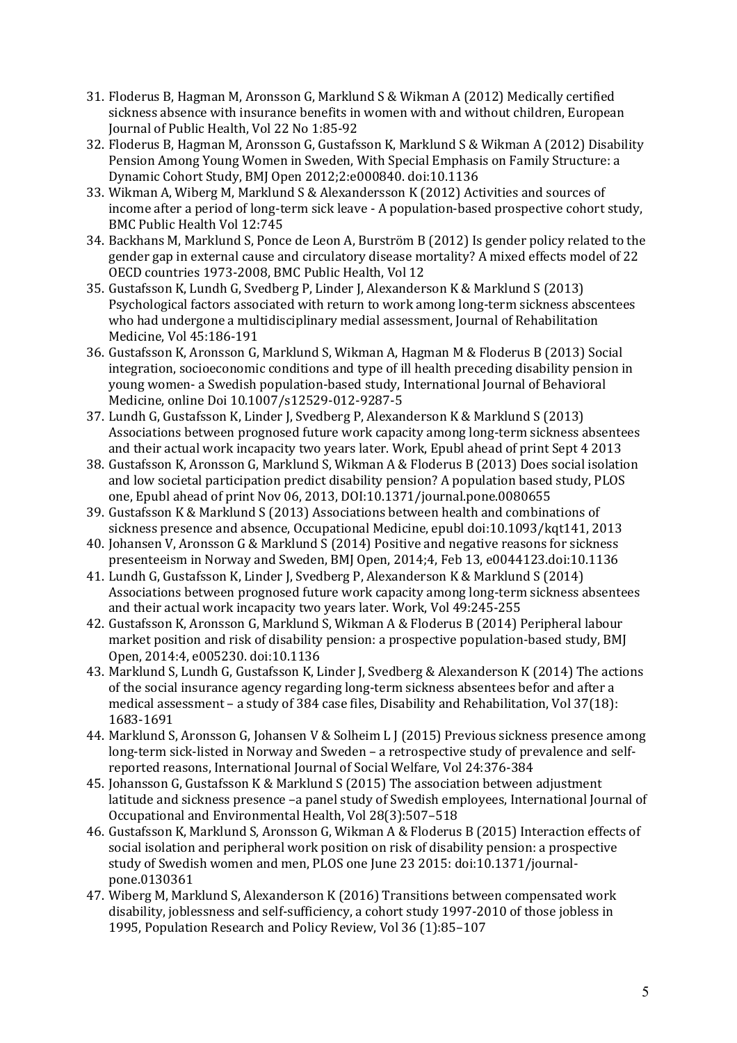31. Floderus B, Hagman M, Aronsson G, Marklund S & Wikman A (2012) Medically certified sickness absence with insurance benefits in women with and without children, European Journal of Public Health, Vol 22 No 1:85-92
32. Floderus B, Hagman M, Aronsson G, Gustafsson K, Marklund S & Wikman A (2012) Disability Pension Among Young Women in Sweden, With Special Emphasis on Family Structure: a Dynamic Cohort Study, BMJ Open 2012;2:e000840. doi:10.1136
33. Wikman A, Wiberg M, Marklund S & Alexandersson K (2012) Activities and sources of income after a period of long-term sick leave - A population-based prospective cohort study, BMC Public Health Vol 12:745
34. Backhans M, Marklund S, Ponce de Leon A, Burström B (2012) Is gender policy related to the gender gap in external cause and circulatory disease mortality? A mixed effects model of 22 OECD countries 1973-2008, BMC Public Health, Vol 12
35. Gustafsson K, Lundh G, Svedberg P, Linder J, Alexanderson K & Marklund S (2013) Psychological factors associated with return to work among long-term sickness abscentees who had undergone a multidisciplinary medial assessment, Journal of Rehabilitation Medicine, Vol 45:186-191
36. Gustafsson K, Aronsson G, Marklund S, Wikman A, Hagman M & Floderus B (2013) Social integration, socioeconomic conditions and type of ill health preceding disability pension in young women- a Swedish population-based study, International Journal of Behavioral Medicine, online Doi 10.1007/s12529-012-9287-5
37. Lundh G, Gustafsson K, Linder J, Svedberg P, Alexanderson K & Marklund S (2013) Associations between prognosed future work capacity among long-term sickness absentees and their actual work incapacity two years later. Work, Epubl ahead of print Sept 4 2013
38. Gustafsson K, Aronsson G, Marklund S, Wikman A & Floderus B (2013) Does social isolation and low societal participation predict disability pension? A population based study, PLOS one, Epubl ahead of print Nov 06, 2013, DOI:10.1371/journal.pone.0080655
39. Gustafsson K & Marklund S (2013) Associations between health and combinations of sickness presence and absence, Occupational Medicine, epubl doi:10.1093/kqt141, 2013
40. Johansen V, Aronsson G & Marklund S (2014) Positive and negative reasons for sickness presenteeism in Norway and Sweden, BMJ Open, 2014;4, Feb 13, e0044123.doi:10.1136
41. Lundh G, Gustafsson K, Linder J, Svedberg P, Alexanderson K & Marklund S (2014) Associations between prognosed future work capacity among long-term sickness absentees and their actual work incapacity two years later. Work, Vol 49:245-255
42. Gustafsson K, Aronsson G, Marklund S, Wikman A & Floderus B (2014) Peripheral labour market position and risk of disability pension: a prospective population-based study, BMJ Open, 2014:4, e005230. doi:10.1136
43. Marklund S, Lundh G, Gustafsson K, Linder J, Svedberg & Alexanderson K (2014) The actions of the social insurance agency regarding long-term sickness absentees befor and after a medical assessment – a study of 384 case files, Disability and Rehabilitation, Vol 37(18): 1683-1691
44. Marklund S, Aronsson G, Johansen V & Solheim L J (2015) Previous sickness presence among long-term sick-listed in Norway and Sweden – a retrospective study of prevalence and self-reported reasons, International Journal of Social Welfare, Vol 24:376-384
45. Johansson G, Gustafsson K & Marklund S (2015) The association between adjustment latitude and sickness presence –a panel study of Swedish employees, International Journal of Occupational and Environmental Health, Vol 28(3):507–518
46. Gustafsson K, Marklund S, Aronsson G, Wikman A & Floderus B (2015) Interaction effects of social isolation and peripheral work position on risk of disability pension: a prospective study of Swedish women and men, PLOS one June 23 2015: doi:10.1371/journal-pone.0130361
47. Wiberg M, Marklund S, Alexanderson K (2016) Transitions between compensated work disability, joblessness and self-sufficiency, a cohort study 1997-2010 of those jobless in 1995, Population Research and Policy Review, Vol 36 (1):85–107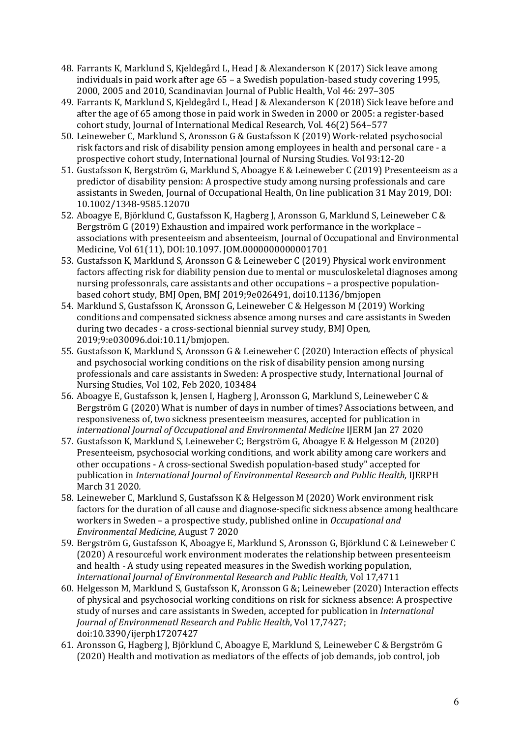48. Farrants K, Marklund S, Kjeldegård L, Head J & Alexanderson K (2017) Sick leave among individuals in paid work after age 65 – a Swedish population-based study covering 1995, 2000, 2005 and 2010, Scandinavian Journal of Public Health, Vol 46: 297–305
49. Farrants K, Marklund S, Kjeldegård L, Head J & Alexanderson K (2018) Sick leave before and after the age of 65 among those in paid work in Sweden in 2000 or 2005: a register-based cohort study, Journal of International Medical Research, Vol. 46(2) 564–577
50. Leineweber C, Marklund S, Aronsson G & Gustafsson K (2019) Work-related psychosocial risk factors and risk of disability pension among employees in health and personal care - a prospective cohort study, International Journal of Nursing Studies. Vol 93:12-20
51. Gustafsson K, Bergström G, Marklund S, Aboagye E & Leineweber C (2019) Presenteeism as a predictor of disability pension: A prospective study among nursing professionals and care assistants in Sweden, Journal of Occupational Health, On line publication 31 May 2019, DOI: 10.1002/1348-9585.12070
52. Aboagye E, Björklund C, Gustafsson K, Hagberg J, Aronsson G, Marklund S, Leineweber C & Bergström G (2019) Exhaustion and impaired work performance in the workplace – associations with presenteeism and absenteeism, Journal of Occupational and Environmental Medicine, Vol 61(11), DOI:10.1097. JOM.0000000000001701
53. Gustafsson K, Marklund S, Aronsson G & Leineweber C (2019) Physical work environment factors affecting risk for diability pension due to mental or musculoskeletal diagnoses among nursing professonrals, care assistants and other occupations – a prospective population-based cohort study, BMJ Open, BMJ 2019;9e026491, doi10.1136/bmjopen
54. Marklund S, Gustafsson K, Aronsson G, Leineweber C & Helgesson M (2019) Working conditions and compensated sickness absence among nurses and care assistants in Sweden during two decades - a cross-sectional biennial survey study, BMJ Open, 2019;9:e030096.doi:10.11/bmjopen.
55. Gustafsson K, Marklund S, Aronsson G & Leineweber C (2020) Interaction effects of physical and psychosocial working conditions on the risk of disability pension among nursing professionals and care assistants in Sweden: A prospective study, International Journal of Nursing Studies, Vol 102, Feb 2020, 103484
56. Aboagye E, Gustafsson k, Jensen I, Hagberg J, Aronsson G, Marklund S, Leineweber C & Bergström G (2020) What is number of days in number of times? Associations between, and responsiveness of, two sickness presenteeism measures, accepted for publication in *international Journal of Occupational and Environmental Medicine* IJERM Jan 27 2020
57. Gustafsson K, Marklund S, Leineweber C; Bergström G, Aboagye E & Helgesson M (2020) Presenteeism, psychosocial working conditions, and work ability among care workers and other occupations - A cross-sectional Swedish population-based study" accepted for publication in *International Journal of Environmental Research and Public Health,* IJERPH March 31 2020.
58. Leineweber C, Marklund S, Gustafsson K & Helgesson M (2020) Work environment risk factors for the duration of all cause and diagnose-specific sickness absence among healthcare workers in Sweden – a prospective study, published online in *Occupational and Environmental Medicine,* August 7 2020
59. Bergström G, Gustafsson K, Aboagye E, Marklund S, Aronsson G, Björklund C & Leineweber C (2020) A resourceful work environment moderates the relationship between presenteeism and health - A study using repeated measures in the Swedish working population, *International Journal of Environmental Research and Public Health,* Vol 17,4711
60. Helgesson M, Marklund S, Gustafsson K, Aronsson G &; Leineweber (2020) Interaction effects of physical and psychosocial working conditions on risk for sickness absence: A prospective study of nurses and care assistants in Sweden, accepted for publication in *International Journal of Environmenatl Research and Public Health*, Vol 17,7427; doi:10.3390/ijerph17207427
61. Aronsson G, Hagberg J, Björklund C, Aboagye E, Marklund S, Leineweber C & Bergström G (2020) Health and motivation as mediators of the effects of job demands, job control, job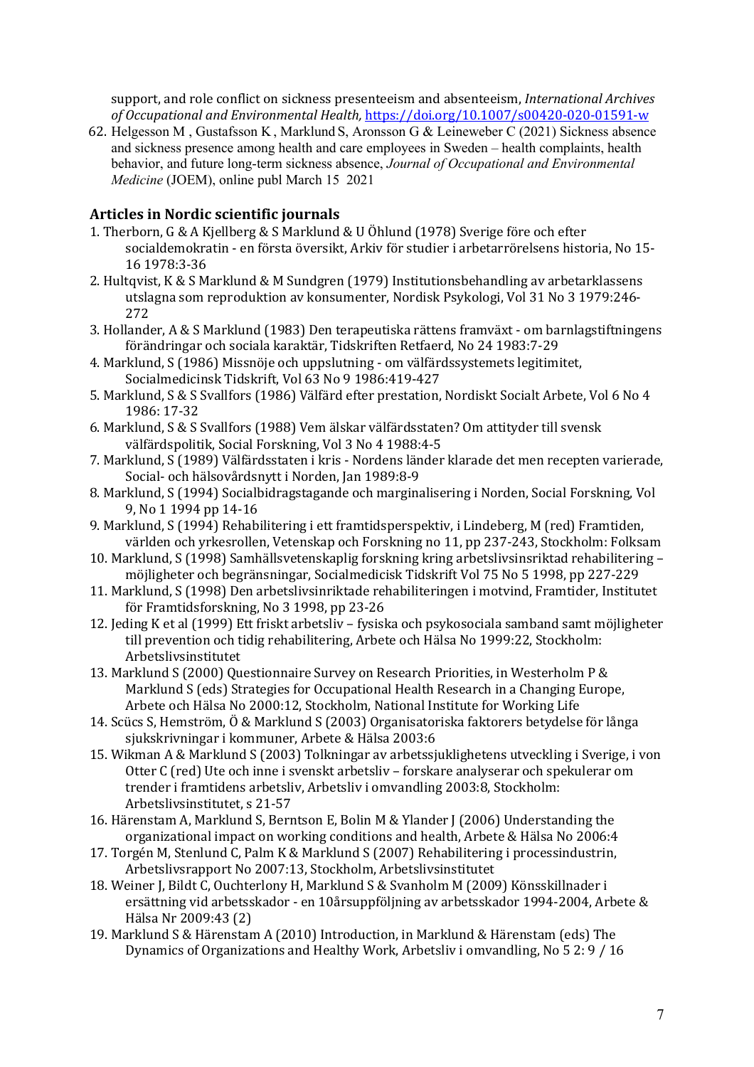support, and role conflict on sickness presenteeism and absenteeism, *International Archives of Occupational and Environmental Health,* https://doi.org/10.1007/s00420-020-01591-w

62. Helgesson M , Gustafsson K , Marklund S, Aronsson G & Leineweber C (2021) Sickness absence and sickness presence among health and care employees in Sweden – health complaints, health behavior, and future long-term sickness absence, *Journal of Occupational and Environmental Medicine* (JOEM), online publ March 15 2021

## Articles in Nordic scientific journals

1. Therborn, G & A Kjellberg & S Marklund & U Öhlund (1978) Sverige före och efter socialdemokratin - en första översikt, Arkiv för studier i arbetarrörelsens historia, No 15-16 1978:3-36
2. Hultqvist, K & S Marklund & M Sundgren (1979) Institutionsbehandling av arbetarklassens utslagna som reproduktion av konsumenter, Nordisk Psykologi, Vol 31 No 3 1979:246-272
3. Hollander, A & S Marklund (1983) Den terapeutiska rättens framväxt - om barnlagstiftningens förändringar och sociala karaktär, Tidskriften Retfaerd, No 24 1983:7-29
4. Marklund, S (1986) Missnöje och uppslutning - om välfärdssystemets legitimitet, Socialmedicinsk Tidskrift, Vol 63 No 9 1986:419-427
5. Marklund, S & S Svallfors (1986) Välfärd efter prestation, Nordiskt Socialt Arbete, Vol 6 No 4 1986: 17-32
6. Marklund, S & S Svallfors (1988) Vem älskar välfärdsstaten? Om attityder till svensk välfärdspolitik, Social Forskning, Vol 3 No 4 1988:4-5
7. Marklund, S (1989) Välfärdsstaten i kris - Nordens länder klarade det men recepten varierade, Social- och hälsovårdsnytt i Norden, Jan 1989:8-9
8. Marklund, S (1994) Socialbidragstagande och marginalisering i Norden, Social Forskning, Vol 9, No 1 1994 pp 14-16
9. Marklund, S (1994) Rehabilitering i ett framtidsperspektiv, i Lindeberg, M (red) Framtiden, världen och yrkesrollen, Vetenskap och Forskning no 11, pp 237-243, Stockholm: Folksam
10. Marklund, S (1998) Samhällsvetenskaplig forskning kring arbetslivsinsriktad rehabilitering – möjligheter och begränsningar, Socialmedicisk Tidskrift Vol 75 No 5 1998, pp 227-229
11. Marklund, S (1998) Den arbetslivsinriktade rehabiliteringen i motvind, Framtider, Institutet för Framtidsforskning, No 3 1998, pp 23-26
12. Jeding K et al (1999) Ett friskt arbetsliv – fysiska och psykosociala samband samt möjligheter till prevention och tidig rehabilitering, Arbete och Hälsa No 1999:22, Stockholm: Arbetslivsinstitutet
13. Marklund S (2000) Questionnaire Survey on Research Priorities, in Westerholm P & Marklund S (eds) Strategies for Occupational Health Research in a Changing Europe, Arbete och Hälsa No 2000:12, Stockholm, National Institute for Working Life
14. Scücs S, Hemström, Ö & Marklund S (2003) Organisatoriska faktorers betydelse för långa sjukskrivningar i kommuner, Arbete & Hälsa 2003:6
15. Wikman A & Marklund S (2003) Tolkningar av arbetssjuklighetens utveckling i Sverige, i von Otter C (red) Ute och inne i svenskt arbetsliv – forskare analyserar och spekulerar om trender i framtidens arbetsliv, Arbetsliv i omvandling 2003:8, Stockholm: Arbetslivsinstitutet, s 21-57
16. Härenstam A, Marklund S, Berntson E, Bolin M & Ylander J (2006) Understanding the organizational impact on working conditions and health, Arbete & Hälsa No 2006:4
17. Torgén M, Stenlund C, Palm K & Marklund S (2007) Rehabilitering i processindustrin, Arbetslivsrapport No 2007:13, Stockholm, Arbetslivsinstitutet
18. Weiner J, Bildt C, Ouchterlony H, Marklund S & Svanholm M (2009) Könsskillnader i ersättning vid arbetsskador - en 10årsuppföljning av arbetsskador 1994-2004, Arbete & Hälsa Nr 2009:43 (2)
19. Marklund S & Härenstam A (2010) Introduction, in Marklund & Härenstam (eds) The Dynamics of Organizations and Healthy Work, Arbetsliv i omvandling, No 5 2: 9 / 16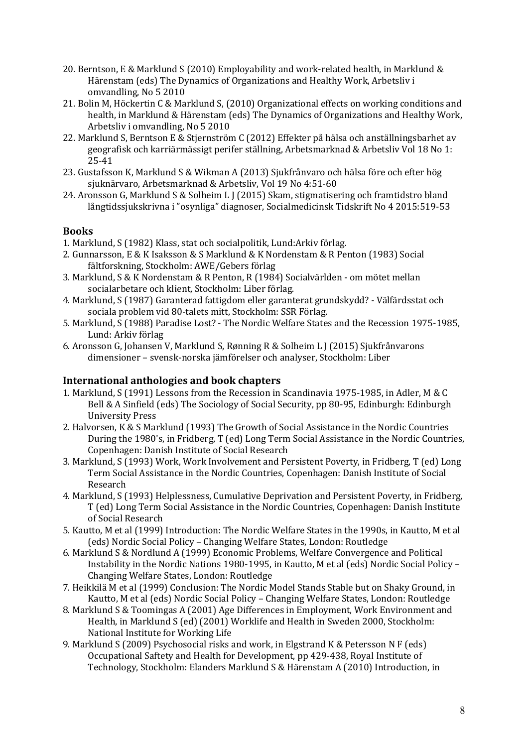20. Berntson, E & Marklund S (2010) Employability and work-related health, in Marklund & Härenstam (eds) The Dynamics of Organizations and Healthy Work, Arbetsliv i omvandling, No 5 2010
21. Bolin M, Höckertin C & Marklund S, (2010) Organizational effects on working conditions and health, in Marklund & Härenstam (eds) The Dynamics of Organizations and Healthy Work, Arbetsliv i omvandling, No 5 2010
22. Marklund S, Berntson E & Stjernström C (2012) Effekter på hälsa och anställningsbarhet av geografisk och karriärmässigt perifer ställning, Arbetsmarknad & Arbetsliv Vol 18 No 1: 25-41
23. Gustafsson K, Marklund S & Wikman A (2013) Sjukfrånvaro och hälsa före och efter hög sjuknärvaro, Arbetsmarknad & Arbetsliv, Vol 19 No 4:51-60
24. Aronsson G, Marklund S & Solheim L J (2015) Skam, stigmatisering och framtidstro bland långtidssjukskrivna i "osynliga" diagnoser, Socialmedicinsk Tidskrift No 4 2015:519-53

## Books

1. Marklund, S (1982) Klass, stat och socialpolitik, Lund:Arkiv förlag.
2. Gunnarsson, E & K Isaksson & S Marklund & K Nordenstam & R Penton (1983) Social fältforskning, Stockholm: AWE/Gebers förlag
3. Marklund, S & K Nordenstam & R Penton, R (1984) Socialvärlden - om mötet mellan socialarbetare och klient, Stockholm: Liber förlag.
4. Marklund, S (1987) Garanterad fattigdom eller garanterat grundskydd? - Välfärdsstat och sociala problem vid 80-talets mitt, Stockholm: SSR Förlag.
5. Marklund, S (1988) Paradise Lost? - The Nordic Welfare States and the Recession 1975-1985, Lund: Arkiv förlag
6. Aronsson G, Johansen V, Marklund S, Rønning R & Solheim L J (2015) Sjukfrånvarons dimensioner – svensk-norska jämförelser och analyser, Stockholm: Liber

## International anthologies and book chapters

1. Marklund, S (1991) Lessons from the Recession in Scandinavia 1975-1985, in Adler, M & C Bell & A Sinfield (eds) The Sociology of Social Security, pp 80-95, Edinburgh: Edinburgh University Press
2. Halvorsen, K & S Marklund (1993) The Growth of Social Assistance in the Nordic Countries During the 1980's, in Fridberg, T (ed) Long Term Social Assistance in the Nordic Countries, Copenhagen: Danish Institute of Social Research
3. Marklund, S (1993) Work, Work Involvement and Persistent Poverty, in Fridberg, T (ed) Long Term Social Assistance in the Nordic Countries, Copenhagen: Danish Institute of Social Research
4. Marklund, S (1993) Helplessness, Cumulative Deprivation and Persistent Poverty, in Fridberg, T (ed) Long Term Social Assistance in the Nordic Countries, Copenhagen: Danish Institute of Social Research
5. Kautto, M et al (1999) Introduction: The Nordic Welfare States in the 1990s, in Kautto, M et al (eds) Nordic Social Policy – Changing Welfare States, London: Routledge
6. Marklund S & Nordlund A (1999) Economic Problems, Welfare Convergence and Political Instability in the Nordic Nations 1980-1995, in Kautto, M et al (eds) Nordic Social Policy – Changing Welfare States, London: Routledge
7. Heikkilä M et al (1999) Conclusion: The Nordic Model Stands Stable but on Shaky Ground, in Kautto, M et al (eds) Nordic Social Policy – Changing Welfare States, London: Routledge
8. Marklund S & Toomingas A (2001) Age Differences in Employment, Work Environment and Health, in Marklund S (ed) (2001) Worklife and Health in Sweden 2000, Stockholm: National Institute for Working Life
9. Marklund S (2009) Psychosocial risks and work, in Elgstrand K & Petersson N F (eds) Occupational Saftety and Health for Development, pp 429-438, Royal Institute of Technology, Stockholm: Elanders Marklund S & Härenstam A (2010) Introduction, in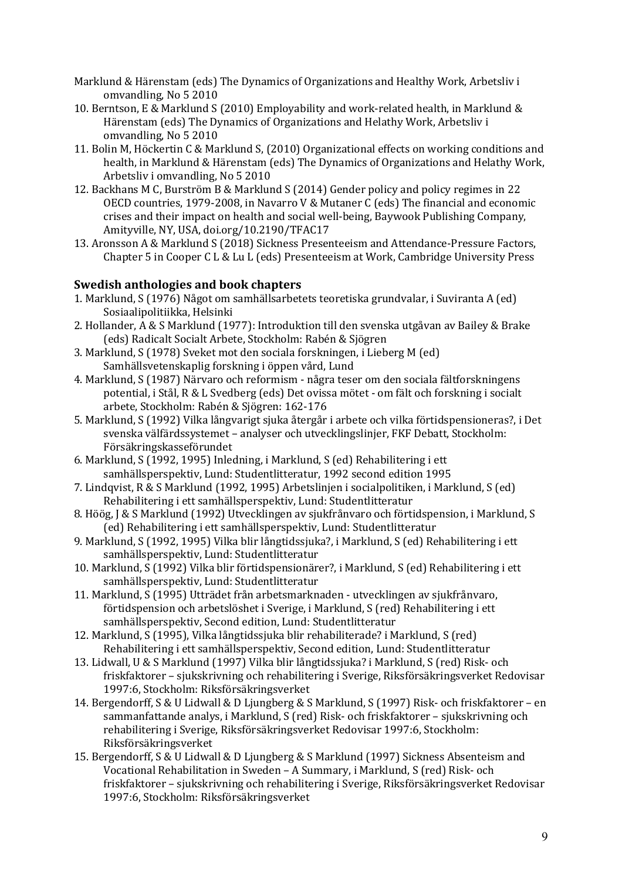Marklund & Härenstam (eds) The Dynamics of Organizations and Healthy Work, Arbetsliv i omvandling, No 5 2010

10. Berntson, E & Marklund S (2010) Employability and work-related health, in Marklund & Härenstam (eds) The Dynamics of Organizations and Helathy Work, Arbetsliv i omvandling, No 5 2010
11. Bolin M, Höckertin C & Marklund S, (2010) Organizational effects on working conditions and health, in Marklund & Härenstam (eds) The Dynamics of Organizations and Helathy Work, Arbetsliv i omvandling, No 5 2010
12. Backhans M C, Burström B & Marklund S (2014) Gender policy and policy regimes in 22 OECD countries, 1979-2008, in Navarro V & Mutaner C (eds) The financial and economic crises and their impact on health and social well-being, Baywook Publishing Company, Amityville, NY, USA, doi.org/10.2190/TFAC17
13. Aronsson A & Marklund S (2018) Sickness Presenteeism and Attendance-Pressure Factors, Chapter 5 in Cooper C L & Lu L (eds) Presenteeism at Work, Cambridge University Press

### Swedish anthologies and book chapters

1. Marklund, S (1976) Något om samhällsarbetets teoretiska grundvalar, i Suviranta A (ed) Sosiaalipolitiikka, Helsinki
2. Hollander, A & S Marklund (1977): Introduktion till den svenska utgåvan av Bailey & Brake (eds) Radicalt Socialt Arbete, Stockholm: Rabén & Sjögren
3. Marklund, S (1978) Sveket mot den sociala forskningen, i Lieberg M (ed) Samhällsvetenskaplig forskning i öppen vård, Lund
4. Marklund, S (1987) Närvaro och reformism - några teser om den sociala fältforskningens potential, i Stål, R & L Svedberg (eds) Det ovissa mötet - om fält och forskning i socialt arbete, Stockholm: Rabén & Sjögren: 162-176
5. Marklund, S (1992) Vilka långvarigt sjuka återgår i arbete och vilka förtidspensioneras?, i Det svenska välfärdssystemet – analyser och utvecklingslinjer, FKF Debatt, Stockholm: Försäkringskasseförundet
6. Marklund, S (1992, 1995) Inledning, i Marklund, S (ed) Rehabilitering i ett samhällsperspektiv, Lund: Studentlitteratur, 1992 second edition 1995
7. Lindqvist, R & S Marklund (1992, 1995) Arbetslinjen i socialpolitiken, i Marklund, S (ed) Rehabilitering i ett samhällsperspektiv, Lund: Studentlitteratur
8. Höög, J & S Marklund (1992) Utvecklingen av sjukfrånvaro och förtidspension, i Marklund, S (ed) Rehabilitering i ett samhällsperspektiv, Lund: Studentlitteratur
9. Marklund, S (1992, 1995) Vilka blir långtidssjuka?, i Marklund, S (ed) Rehabilitering i ett samhällsperspektiv, Lund: Studentlitteratur
10. Marklund, S (1992) Vilka blir förtidspensionärer?, i Marklund, S (ed) Rehabilitering i ett samhällsperspektiv, Lund: Studentlitteratur
11. Marklund, S (1995) Utträdet från arbetsmarknaden - utvecklingen av sjukfrånvaro, förtidspension och arbetslöshet i Sverige, i Marklund, S (red) Rehabilitering i ett samhällsperspektiv, Second edition, Lund: Studentlitteratur
12. Marklund, S (1995), Vilka långtidssjuka blir rehabiliterade? i Marklund, S (red) Rehabilitering i ett samhällsperspektiv, Second edition, Lund: Studentlitteratur
13. Lidwall, U & S Marklund (1997) Vilka blir långtidssjuka? i Marklund, S (red) Risk- och friskfaktorer – sjukskrivning och rehabilitering i Sverige, Riksförsäkringsverket Redovisar 1997:6, Stockholm: Riksförsäkringsverket
14. Bergendorff, S & U Lidwall & D Ljungberg & S Marklund, S (1997) Risk- och friskfaktorer – en sammanfattande analys, i Marklund, S (red) Risk- och friskfaktorer – sjukskrivning och rehabilitering i Sverige, Riksförsäkringsverket Redovisar 1997:6, Stockholm: Riksförsäkringsverket
15. Bergendorff, S & U Lidwall & D Ljungberg & S Marklund (1997) Sickness Absenteeism and Vocational Rehabilitation in Sweden – A Summary, i Marklund, S (red) Risk- och friskfaktorer – sjukskrivning och rehabilitering i Sverige, Riksförsäkringsverket Redovisar 1997:6, Stockholm: Riksförsäkringsverket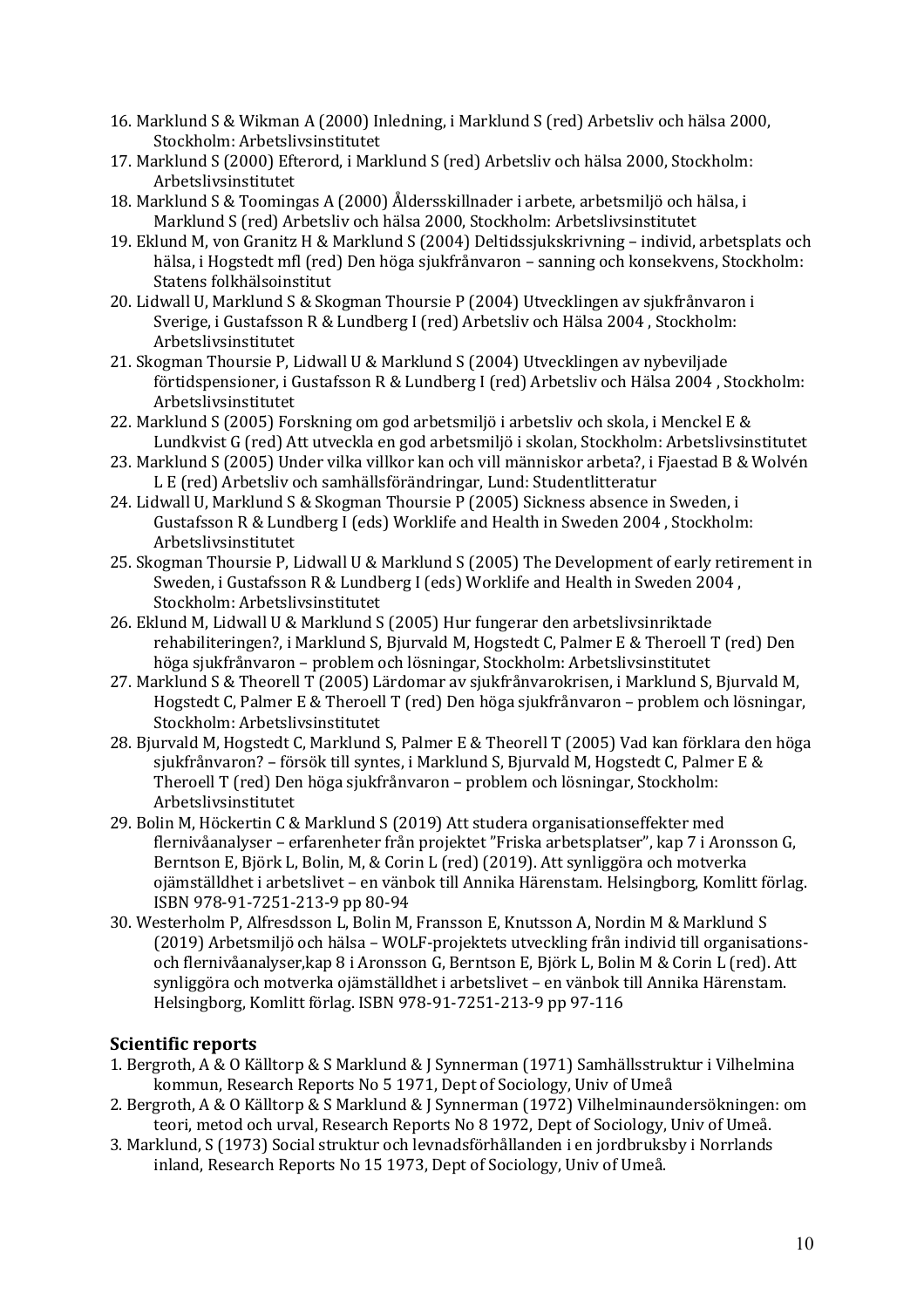16. Marklund S & Wikman A (2000) Inledning, i Marklund S (red) Arbetsliv och hälsa 2000, Stockholm: Arbetslivsinstitutet
17. Marklund S (2000) Efterord, i Marklund S (red) Arbetsliv och hälsa 2000, Stockholm: Arbetslivsinstitutet
18. Marklund S & Toomingas A (2000) Åldersskillnader i arbete, arbetsmiljö och hälsa, i Marklund S (red) Arbetsliv och hälsa 2000, Stockholm: Arbetslivsinstitutet
19. Eklund M, von Granitz H & Marklund S (2004) Deltidssjukskrivning – individ, arbetsplats och hälsa, i Hogstedt mfl (red) Den höga sjukfrånvaron – sanning och konsekvens, Stockholm: Statens folkhälsoinstitut
20. Lidwall U, Marklund S & Skogman Thoursie P (2004) Utvecklingen av sjukfrånvaron i Sverige, i Gustafsson R & Lundberg I (red) Arbetsliv och Hälsa 2004 , Stockholm: Arbetslivsinstitutet
21. Skogman Thoursie P, Lidwall U & Marklund S (2004) Utvecklingen av nybeviljade förtidspensioner, i Gustafsson R & Lundberg I (red) Arbetsliv och Hälsa 2004 , Stockholm: Arbetslivsinstitutet
22. Marklund S (2005) Forskning om god arbetsmiljö i arbetsliv och skola, i Menckel E & Lundkvist G (red) Att utveckla en god arbetsmiljö i skolan, Stockholm: Arbetslivsinstitutet
23. Marklund S (2005) Under vilka villkor kan och vill människor arbeta?, i Fjaestad B & Wolvén L E (red) Arbetsliv och samhällsförändringar, Lund: Studentlitteratur
24. Lidwall U, Marklund S & Skogman Thoursie P (2005) Sickness absence in Sweden, i Gustafsson R & Lundberg I (eds) Worklife and Health in Sweden 2004 , Stockholm: Arbetslivsinstitutet
25. Skogman Thoursie P, Lidwall U & Marklund S (2005) The Development of early retirement in Sweden, i Gustafsson R & Lundberg I (eds) Worklife and Health in Sweden 2004 , Stockholm: Arbetslivsinstitutet
26. Eklund M, Lidwall U & Marklund S (2005) Hur fungerar den arbetslivsinriktade rehabiliteringen?, i Marklund S, Bjurvald M, Hogstedt C, Palmer E & Theroell T (red) Den höga sjukfrånvaron – problem och lösningar, Stockholm: Arbetslivsinstitutet
27. Marklund S & Theorell T (2005) Lärdomar av sjukfrånvarokrisen, i Marklund S, Bjurvald M, Hogstedt C, Palmer E & Theroell T (red) Den höga sjukfrånvaron – problem och lösningar, Stockholm: Arbetslivsinstitutet
28. Bjurvald M, Hogstedt C, Marklund S, Palmer E & Theorell T (2005) Vad kan förklara den höga sjukfrånvaron? – försök till syntes, i Marklund S, Bjurvald M, Hogstedt C, Palmer E & Theroell T (red) Den höga sjukfrånvaron – problem och lösningar, Stockholm: Arbetslivsinstitutet
29. Bolin M, Höckertin C & Marklund S (2019) Att studera organisationseffekter med flernivåanalyser – erfarenheter från projektet "Friska arbetsplatser", kap 7 i Aronsson G, Berntson E, Björk L, Bolin, M, & Corin L (red) (2019). Att synliggöra och motverka ojämställdhet i arbetslivet – en vänbok till Annika Härenstam. Helsingborg, Komlitt förlag. ISBN 978-91-7251-213-9 pp 80-94
30. Westerholm P, Alfresdsson L, Bolin M, Fransson E, Knutsson A, Nordin M & Marklund S (2019) Arbetsmiljö och hälsa – WOLF-projektets utveckling från individ till organisations- och flernivåanalyser,kap 8 i Aronsson G, Berntson E, Björk L, Bolin M & Corin L (red). Att synliggöra och motverka ojämställdhet i arbetslivet – en vänbok till Annika Härenstam. Helsingborg, Komlitt förlag. ISBN 978-91-7251-213-9 pp 97-116

## Scientific reports

1. Bergroth, A & O Källtorp & S Marklund & J Synnerman (1971) Samhällsstruktur i Vilhelmina kommun, Research Reports No 5 1971, Dept of Sociology, Univ of Umeå
2. Bergroth, A & O Källtorp & S Marklund & J Synnerman (1972) Vilhelminaundersökningen: om teori, metod och urval, Research Reports No 8 1972, Dept of Sociology, Univ of Umeå.
3. Marklund, S (1973) Social struktur och levnadsförhållanden i en jordbruksby i Norrlands inland, Research Reports No 15 1973, Dept of Sociology, Univ of Umeå.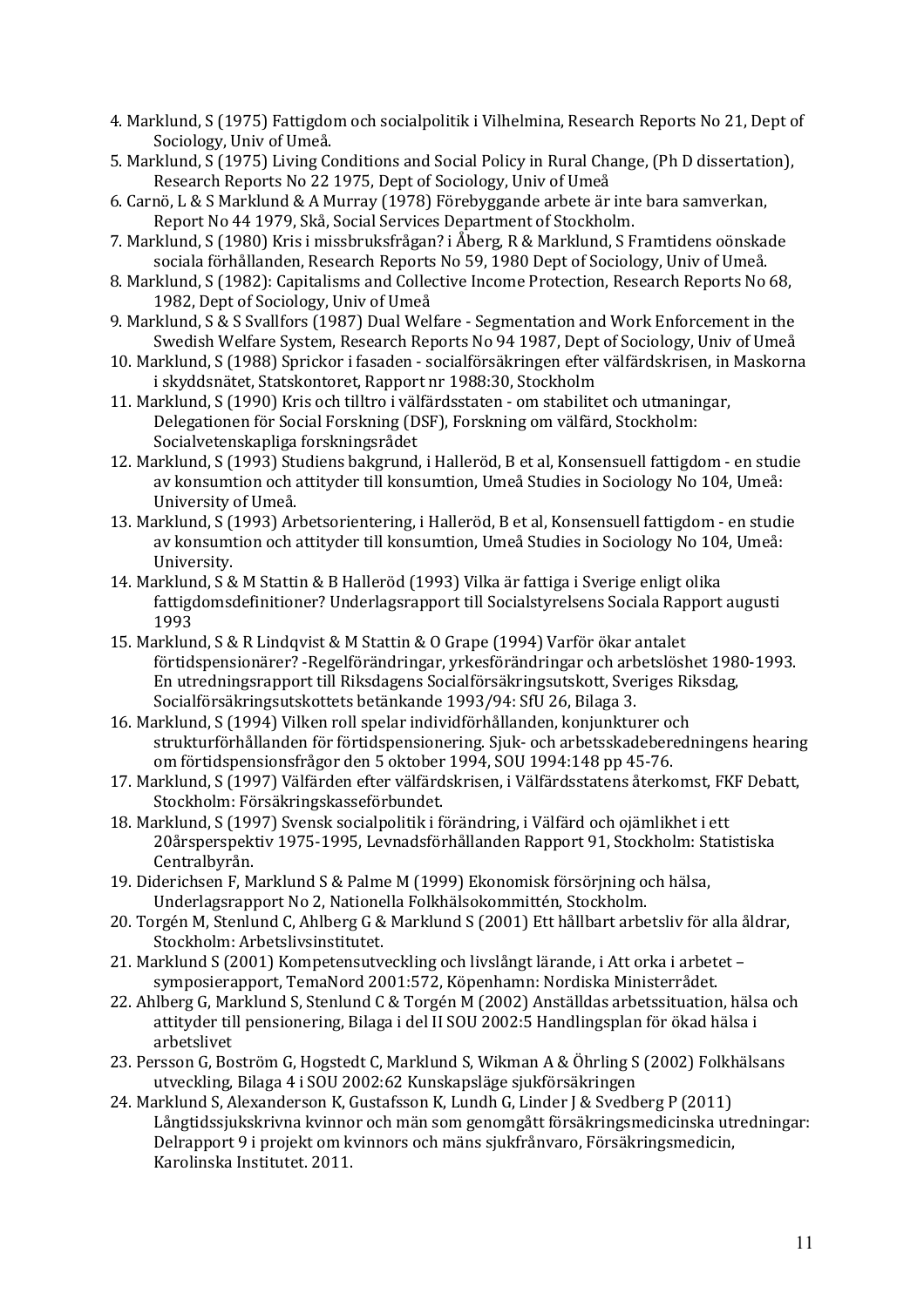4. Marklund, S (1975) Fattigdom och socialpolitik i Vilhelmina, Research Reports No 21, Dept of Sociology, Univ of Umeå.
5. Marklund, S (1975) Living Conditions and Social Policy in Rural Change, (Ph D dissertation), Research Reports No 22 1975, Dept of Sociology, Univ of Umeå
6. Carnö, L & S Marklund & A Murray (1978) Förebyggande arbete är inte bara samverkan, Report No 44 1979, Skå, Social Services Department of Stockholm.
7. Marklund, S (1980) Kris i missbruksfrågan? i Åberg, R & Marklund, S Framtidens oönskade sociala förhållanden, Research Reports No 59, 1980 Dept of Sociology, Univ of Umeå.
8. Marklund, S (1982): Capitalisms and Collective Income Protection, Research Reports No 68, 1982, Dept of Sociology, Univ of Umeå
9. Marklund, S & S Svallfors (1987) Dual Welfare - Segmentation and Work Enforcement in the Swedish Welfare System, Research Reports No 94 1987, Dept of Sociology, Univ of Umeå
10. Marklund, S (1988) Sprickor i fasaden - socialförsäkringen efter välfärdskrisen, in Maskorna i skyddsnätet, Statskontoret, Rapport nr 1988:30, Stockholm
11. Marklund, S (1990) Kris och tilltro i välfärdsstaten - om stabilitet och utmaningar, Delegationen för Social Forskning (DSF), Forskning om välfärd, Stockholm: Socialvetenskapliga forskningsrådet
12. Marklund, S (1993) Studiens bakgrund, i Halleröd, B et al, Konsensuell fattigdom - en studie av konsumtion och attityder till konsumtion, Umeå Studies in Sociology No 104, Umeå: University of Umeå.
13. Marklund, S (1993) Arbetsorientering, i Halleröd, B et al, Konsensuell fattigdom - en studie av konsumtion och attityder till konsumtion, Umeå Studies in Sociology No 104, Umeå: University.
14. Marklund, S & M Stattin & B Halleröd (1993) Vilka är fattiga i Sverige enligt olika fattigdomsdefinitioner? Underlagsrapport till Socialstyrelsens Sociala Rapport augusti 1993
15. Marklund, S & R Lindqvist & M Stattin & O Grape (1994) Varför ökar antalet förtidspensionärer? -Regelförändringar, yrkesförändringar och arbetslöshet 1980-1993. En utredningsrapport till Riksdagens Socialförsäkringsutskott, Sveriges Riksdag, Socialförsäkringsutskottets betänkande 1993/94: SfU 26, Bilaga 3.
16. Marklund, S (1994) Vilken roll spelar individförhållanden, konjunkturer och strukturförhållanden för förtidspensionering. Sjuk- och arbetsskadeberedningens hearing om förtidspensionsfrågor den 5 oktober 1994, SOU 1994:148 pp 45-76.
17. Marklund, S (1997) Välfärden efter välfärdskrisen, i Välfärdsstatens återkomst, FKF Debatt, Stockholm: Försäkringskasseförbundet.
18. Marklund, S (1997) Svensk socialpolitik i förändring, i Välfärd och ojämlikhet i ett 20årsperspektiv 1975-1995, Levnadsförhållanden Rapport 91, Stockholm: Statistiska Centralbyrån.
19. Diderichsen F, Marklund S & Palme M (1999) Ekonomisk försörjning och hälsa, Underlagsrapport No 2, Nationella Folkhälsokommittén, Stockholm.
20. Torgén M, Stenlund C, Ahlberg G & Marklund S (2001) Ett hållbart arbetsliv för alla åldrar, Stockholm: Arbetslivsinstitutet.
21. Marklund S (2001) Kompetensutveckling och livslångt lärande, i Att orka i arbetet – symposierapport, TemaNord 2001:572, Köpenhamn: Nordiska Ministerrådet.
22. Ahlberg G, Marklund S, Stenlund C & Torgén M (2002) Anställdas arbetssituation, hälsa och attityder till pensionering, Bilaga i del II SOU 2002:5 Handlingsplan för ökad hälsa i arbetslivet
23. Persson G, Boström G, Hogstedt C, Marklund S, Wikman A & Öhrling S (2002) Folkhälsans utveckling, Bilaga 4 i SOU 2002:62 Kunskapsläge sjukförsäkringen
24. Marklund S, Alexanderson K, Gustafsson K, Lundh G, Linder J & Svedberg P (2011) Långtidssjukskrivna kvinnor och män som genomgått försäkringsmedicinska utredningar: Delrapport 9 i projekt om kvinnors och mäns sjukfrånvaro, Försäkringsmedicin, Karolinska Institutet. 2011.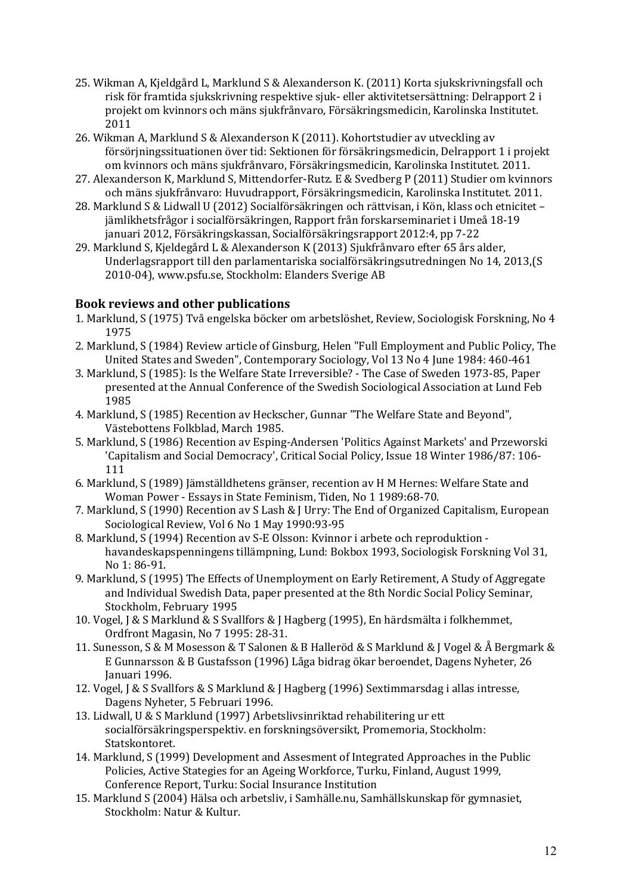25. Wikman A, Kjeldgård L, Marklund S & Alexanderson K. (2011) Korta sjukskrivningsfall och risk för framtida sjukskrivning respektive sjuk- eller aktivitetsersättning: Delrapport 2 i projekt om kvinnors och mäns sjukfrånvaro, Försäkringsmedicin, Karolinska Institutet. 2011
26. Wikman A, Marklund S & Alexanderson K (2011). Kohortstudier av utveckling av försörjningssituationen över tid: Sektionen för försäkringsmedicin, Delrapport 1 i projekt om kvinnors och mäns sjukfrånvaro, Försäkringsmedicin, Karolinska Institutet. 2011.
27. Alexanderson K, Marklund S, Mittendorfer-Rutz. E & Svedberg P (2011) Studier om kvinnors och mäns sjukfrånvaro: Huvudrapport, Försäkringsmedicin, Karolinska Institutet. 2011.
28. Marklund S & Lidwall U (2012) Socialförsäkringen och rättvisan, i Kön, klass och etnicitet – jämlikhetsfrågor i socialförsäkringen, Rapport från forskarseminariet i Umeå 18-19 januari 2012, Försäkringskassan, Socialförsäkringsrapport 2012:4, pp 7-22
29. Marklund S, Kjeldegård L & Alexanderson K (2013) Sjukfrånvaro efter 65 års alder, Underlagsrapport till den parlamentariska socialförsäkringsutredningen No 14, 2013,(S 2010-04), www.psfu.se, Stockholm: Elanders Sverige AB

## Book reviews and other publications

1. Marklund, S (1975) Två engelska böcker om arbetslöshet, Review, Sociologisk Forskning, No 4 1975
2. Marklund, S (1984) Review article of Ginsburg, Helen "Full Employment and Public Policy, The United States and Sweden", Contemporary Sociology, Vol 13 No 4 June 1984: 460-461
3. Marklund, S (1985): Is the Welfare State Irreversible? - The Case of Sweden 1973-85, Paper presented at the Annual Conference of the Swedish Sociological Association at Lund Feb 1985
4. Marklund, S (1985) Recention av Heckscher, Gunnar "The Welfare State and Beyond", Västebottens Folkblad, March 1985.
5. Marklund, S (1986) Recention av Esping-Andersen 'Politics Against Markets' and Przeworski 'Capitalism and Social Democracy', Critical Social Policy, Issue 18 Winter 1986/87: 106-111
6. Marklund, S (1989) Jämställdhetens gränser, recention av H M Hernes: Welfare State and Woman Power - Essays in State Feminism, Tiden, No 1 1989:68-70.
7. Marklund, S (1990) Recention av S Lash & J Urry: The End of Organized Capitalism, European Sociological Review, Vol 6 No 1 May 1990:93-95
8. Marklund, S (1994) Recention av S-E Olsson: Kvinnor i arbete och reproduktion - havandeskapspenningens tillämpning, Lund: Bokbox 1993, Sociologisk Forskning Vol 31, No 1: 86-91.
9. Marklund, S (1995) The Effects of Unemployment on Early Retirement, A Study of Aggregate and Individual Swedish Data, paper presented at the 8th Nordic Social Policy Seminar, Stockholm, February 1995
10. Vogel, J & S Marklund & S Svallfors & J Hagberg (1995), En härdsmälta i folkhemmet, Ordfront Magasin, No 7 1995: 28-31.
11. Sunesson, S & M Mosesson & T Salonen & B Halleröd & S Marklund & J Vogel & Å Bergmark & E Gunnarsson & B Gustafsson (1996) Låga bidrag ökar beroendet, Dagens Nyheter, 26 Januari 1996.
12. Vogel, J & S Svallfors & S Marklund & J Hagberg (1996) Sextimmarsdag i allas intresse, Dagens Nyheter, 5 Februari 1996.
13. Lidwall, U & S Marklund (1997) Arbetslivsinriktad rehabilitering ur ett socialförsäkringsperspektiv. en forskningsöversikt, Promemoria, Stockholm: Statskontoret.
14. Marklund, S (1999) Development and Assesment of Integrated Approaches in the Public Policies, Active Stategies for an Ageing Workforce, Turku, Finland, August 1999, Conference Report, Turku: Social Insurance Institution
15. Marklund S (2004) Hälsa och arbetsliv, i Samhälle.nu, Samhällskunskap för gymnasiet, Stockholm: Natur & Kultur.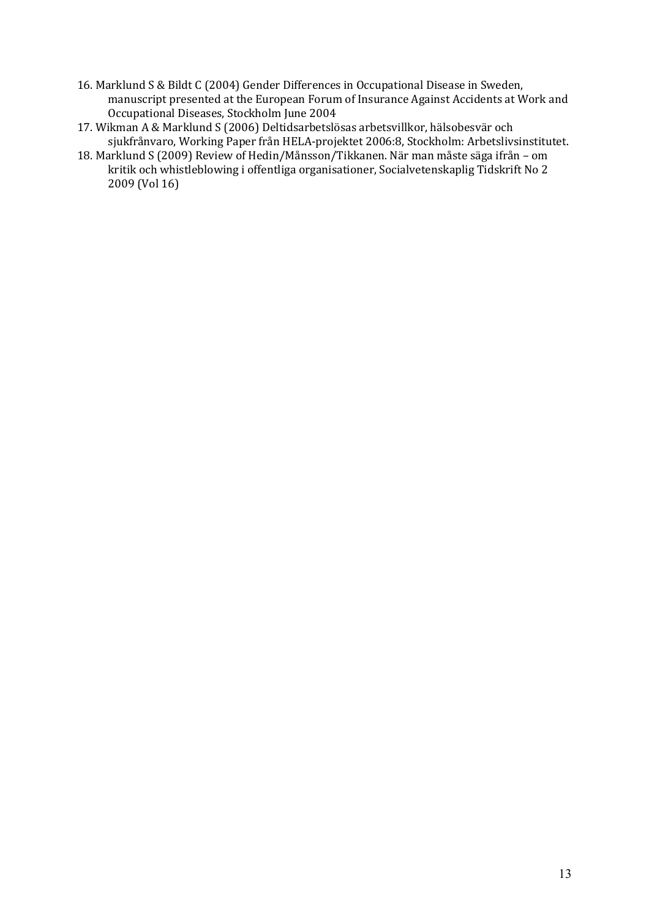16. Marklund S & Bildt C (2004) Gender Differences in Occupational Disease in Sweden, manuscript presented at the European Forum of Insurance Against Accidents at Work and Occupational Diseases, Stockholm June 2004
17. Wikman A & Marklund S (2006) Deltidsarbetslösas arbetsvillkor, hälsobesvär och sjukfrånvaro, Working Paper från HELA-projektet 2006:8, Stockholm: Arbetslivsinstitutet.
18. Marklund S (2009) Review of Hedin/Månsson/Tikkanen. När man måste säga ifrån – om kritik och whistleblowing i offentliga organisationer, Socialvetenskaplig Tidskrift No 2 2009 (Vol 16)